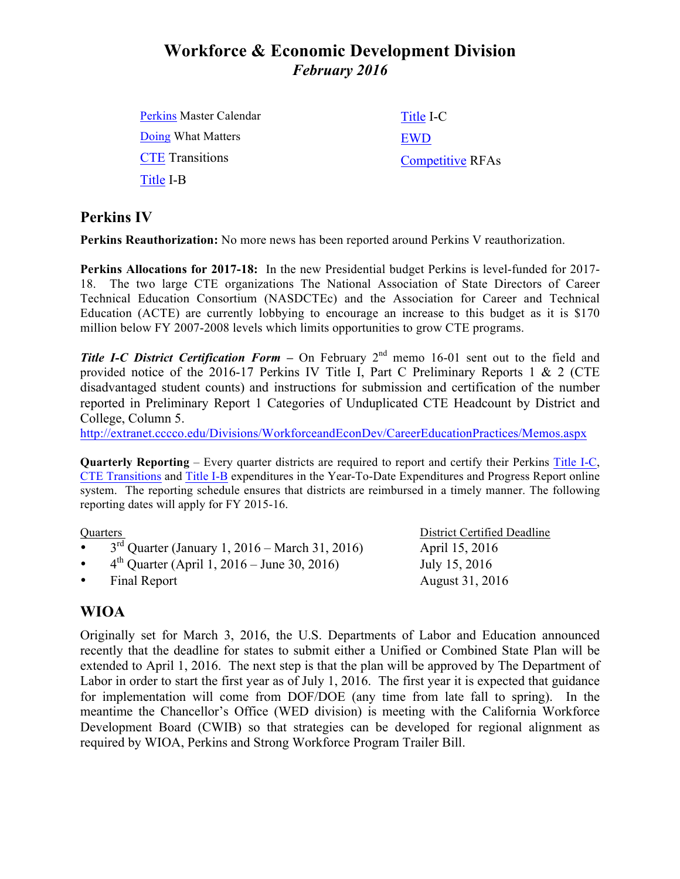# Workforce & Economic Development Division

## *February 2016*

Perkins Master Calendar

Doing What Matters

CTE Transitions

Title I-B

Title I-C

EWD

Competitive RFAs

## Perkins IV

**Perkins Reauthorization:** No more news has been reported around Perkins V reauthorization.

**Perkins Allocations for 2017-18:** In the new Presidential budget Perkins is level-funded for 2017-18. The two large CTE organizations The National Association of State Directors of Career Technical Education Consortium (NASDCTEc) and the Association for Career and Technical Education (ACTE) are currently lobbying to encourage an increase to this budget as it is $170 million below FY 2007-2008 levels which limits opportunities to grow CTE programs.

***Title I-C District Certification Form*** – On February 2nd memo 16-01 sent out to the field and provided notice of the 2016-17 Perkins IV Title I, Part C Preliminary Reports 1 & 2 (CTE disadvantaged student counts) and instructions for submission and certification of the number reported in Preliminary Report 1 Categories of Unduplicated CTE Headcount by District and College, Column 5.
http://extranet.cccco.edu/Divisions/WorkforceandEconDev/CareerEducationPractices/Memos.aspx

**Quarterly Reporting** – Every quarter districts are required to report and certify their Perkins Title I-C, CTE Transitions and Title I-B expenditures in the Year-To-Date Expenditures and Progress Report online system. The reporting schedule ensures that districts are reimbursed in a timely manner. The following reporting dates will apply for FY 2015-16.

| Quarters | District Certified Deadline |
|---|---|
| • 3rd Quarter (January 1, 2016 – March 31, 2016) | April 15, 2016 |
| • 4th Quarter (April 1, 2016 – June 30, 2016) | July 15, 2016 |
| • Final Report | August 31, 2016 |

## WIOA

Originally set for March 3, 2016, the U.S. Departments of Labor and Education announced recently that the deadline for states to submit either a Unified or Combined State Plan will be extended to April 1, 2016. The next step is that the plan will be approved by The Department of Labor in order to start the first year as of July 1, 2016. The first year it is expected that guidance for implementation will come from DOF/DOE (any time from late fall to spring). In the meantime the Chancellor's Office (WED division) is meeting with the California Workforce Development Board (CWIB) so that strategies can be developed for regional alignment as required by WIOA, Perkins and Strong Workforce Program Trailer Bill.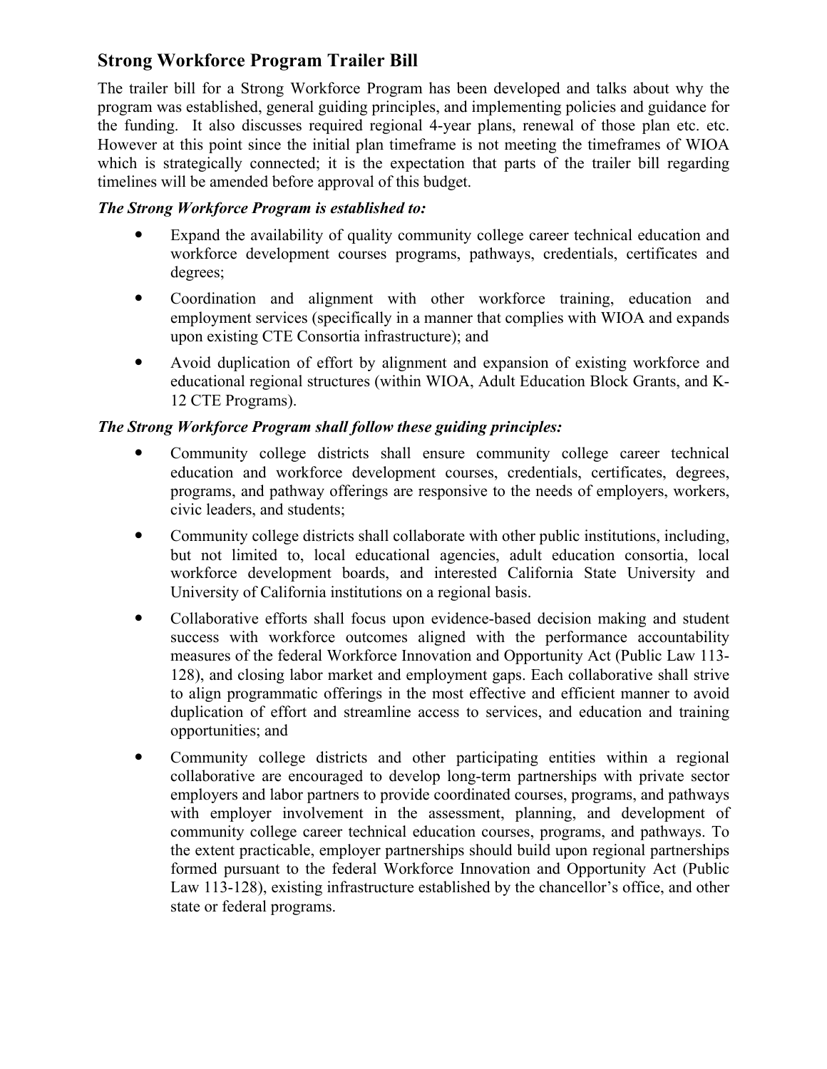## Strong Workforce Program Trailer Bill

The trailer bill for a Strong Workforce Program has been developed and talks about why the program was established, general guiding principles, and implementing policies and guidance for the funding. It also discusses required regional 4-year plans, renewal of those plan etc. etc. However at this point since the initial plan timeframe is not meeting the timeframes of WIOA which is strategically connected; it is the expectation that parts of the trailer bill regarding timelines will be amended before approval of this budget.

***The Strong Workforce Program is established to:***

- Expand the availability of quality community college career technical education and workforce development courses programs, pathways, credentials, certificates and degrees;
- Coordination and alignment with other workforce training, education and employment services (specifically in a manner that complies with WIOA and expands upon existing CTE Consortia infrastructure); and
- Avoid duplication of effort by alignment and expansion of existing workforce and educational regional structures (within WIOA, Adult Education Block Grants, and K-12 CTE Programs).

***The Strong Workforce Program shall follow these guiding principles:***

- Community college districts shall ensure community college career technical education and workforce development courses, credentials, certificates, degrees, programs, and pathway offerings are responsive to the needs of employers, workers, civic leaders, and students;
- Community college districts shall collaborate with other public institutions, including, but not limited to, local educational agencies, adult education consortia, local workforce development boards, and interested California State University and University of California institutions on a regional basis.
- Collaborative efforts shall focus upon evidence-based decision making and student success with workforce outcomes aligned with the performance accountability measures of the federal Workforce Innovation and Opportunity Act (Public Law 113-128), and closing labor market and employment gaps. Each collaborative shall strive to align programmatic offerings in the most effective and efficient manner to avoid duplication of effort and streamline access to services, and education and training opportunities; and
- Community college districts and other participating entities within a regional collaborative are encouraged to develop long-term partnerships with private sector employers and labor partners to provide coordinated courses, programs, and pathways with employer involvement in the assessment, planning, and development of community college career technical education courses, programs, and pathways. To the extent practicable, employer partnerships should build upon regional partnerships formed pursuant to the federal Workforce Innovation and Opportunity Act (Public Law 113-128), existing infrastructure established by the chancellor's office, and other state or federal programs.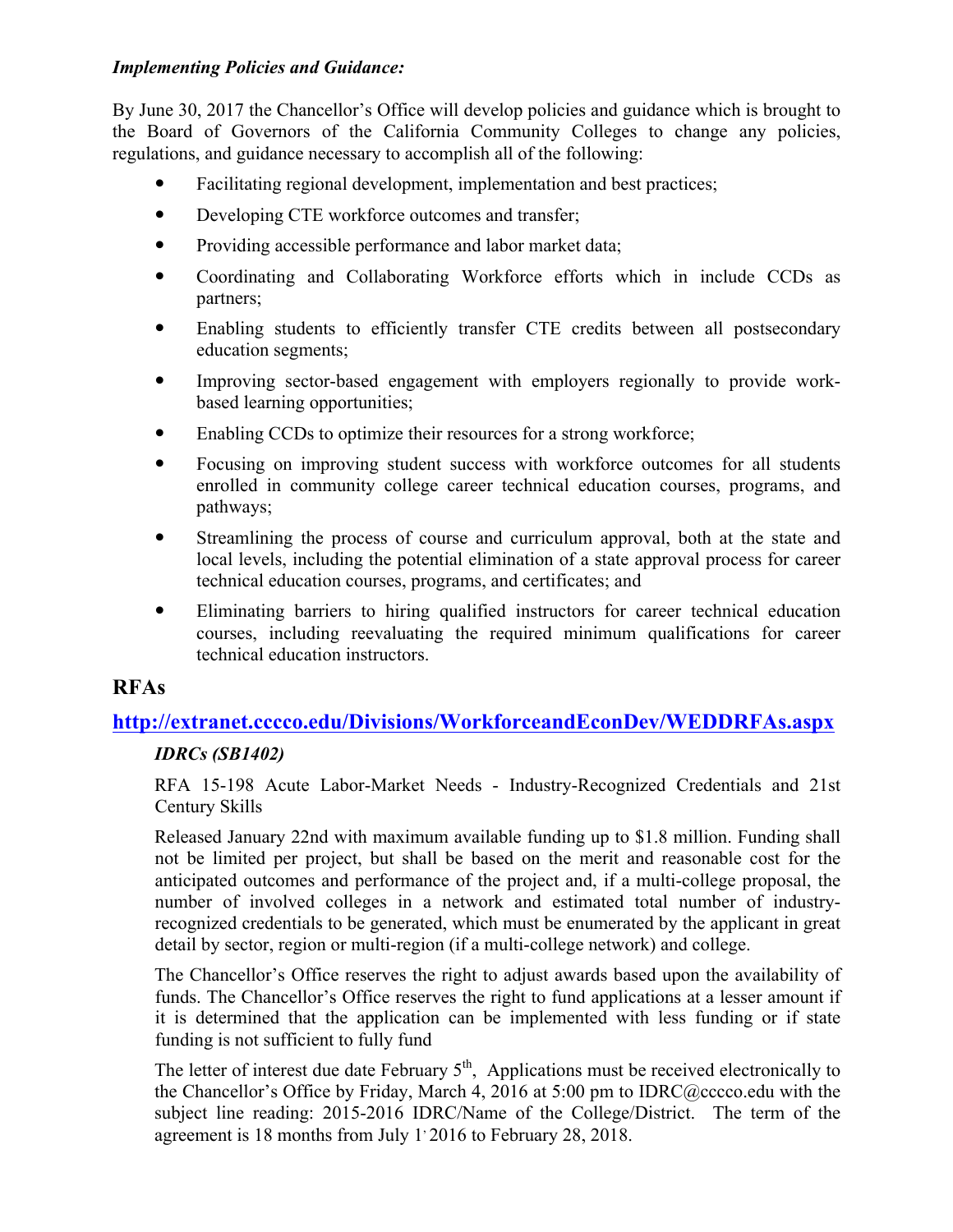***Implementing Policies and Guidance:***

By June 30, 2017 the Chancellor's Office will develop policies and guidance which is brought to the Board of Governors of the California Community Colleges to change any policies, regulations, and guidance necessary to accomplish all of the following:

- Facilitating regional development, implementation and best practices;
- Developing CTE workforce outcomes and transfer;
- Providing accessible performance and labor market data;
- Coordinating and Collaborating Workforce efforts which in include CCDs as partners;
- Enabling students to efficiently transfer CTE credits between all postsecondary education segments;
- Improving sector-based engagement with employers regionally to provide work-based learning opportunities;
- Enabling CCDs to optimize their resources for a strong workforce;
- Focusing on improving student success with workforce outcomes for all students enrolled in community college career technical education courses, programs, and pathways;
- Streamlining the process of course and curriculum approval, both at the state and local levels, including the potential elimination of a state approval process for career technical education courses, programs, and certificates; and
- Eliminating barriers to hiring qualified instructors for career technical education courses, including reevaluating the required minimum qualifications for career technical education instructors.

## RFAs

### http://extranet.cccco.edu/Divisions/WorkforceandEconDev/WEDDRFAs.aspx

***IDRCs (SB1402)***

RFA 15-198 Acute Labor-Market Needs - Industry-Recognized Credentials and 21st Century Skills

Released January 22nd with maximum available funding up to $1.8 million. Funding shall not be limited per project, but shall be based on the merit and reasonable cost for the anticipated outcomes and performance of the project and, if a multi-college proposal, the number of involved colleges in a network and estimated total number of industry-recognized credentials to be generated, which must be enumerated by the applicant in great detail by sector, region or multi-region (if a multi-college network) and college.

The Chancellor's Office reserves the right to adjust awards based upon the availability of funds. The Chancellor's Office reserves the right to fund applications at a lesser amount if it is determined that the application can be implemented with less funding or if state funding is not sufficient to fully fund

The letter of interest due date February 5th, Applications must be received electronically to the Chancellor's Office by Friday, March 4, 2016 at 5:00 pm to IDRC@cccco.edu with the subject line reading: 2015-2016 IDRC/Name of the College/District. The term of the agreement is 18 months from July 1, 2016 to February 28, 2018.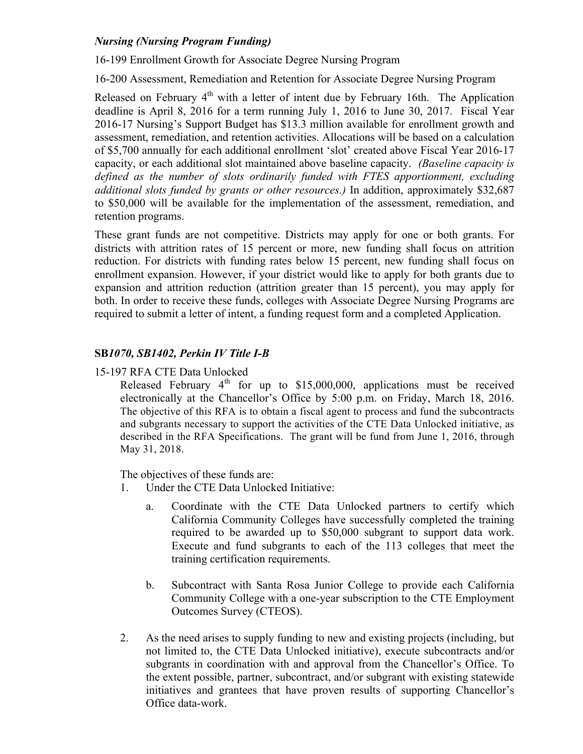***Nursing (Nursing Program Funding)***

16-199 Enrollment Growth for Associate Degree Nursing Program

16-200 Assessment, Remediation and Retention for Associate Degree Nursing Program

Released on February 4th with a letter of intent due by February 16th. The Application deadline is April 8, 2016 for a term running July 1, 2016 to June 30, 2017. Fiscal Year 2016-17 Nursing's Support Budget has $13.3 million available for enrollment growth and assessment, remediation, and retention activities. Allocations will be based on a calculation of $5,700 annually for each additional enrollment 'slot' created above Fiscal Year 2016-17 capacity, or each additional slot maintained above baseline capacity. *(Baseline capacity is defined as the number of slots ordinarily funded with FTES apportionment, excluding additional slots funded by grants or other resources.)* In addition, approximately $32,687 to $50,000 will be available for the implementation of the assessment, remediation, and retention programs.

These grant funds are not competitive. Districts may apply for one or both grants. For districts with attrition rates of 15 percent or more, new funding shall focus on attrition reduction. For districts with funding rates below 15 percent, new funding shall focus on enrollment expansion. However, if your district would like to apply for both grants due to expansion and attrition reduction (attrition greater than 15 percent), you may apply for both. In order to receive these funds, colleges with Associate Degree Nursing Programs are required to submit a letter of intent, a funding request form and a completed Application.

**SB*1070, SB1402, Perkin IV Title I-B***

15-197 RFA CTE Data Unlocked

Released February 4th for up to $15,000,000, applications must be received electronically at the Chancellor's Office by 5:00 p.m. on Friday, March 18, 2016. The objective of this RFA is to obtain a fiscal agent to process and fund the subcontracts and subgrants necessary to support the activities of the CTE Data Unlocked initiative, as described in the RFA Specifications. The grant will be fund from June 1, 2016, through May 31, 2018.

The objectives of these funds are:

1. Under the CTE Data Unlocked Initiative:
   a. Coordinate with the CTE Data Unlocked partners to certify which California Community Colleges have successfully completed the training required to be awarded up to $50,000 subgrant to support data work. Execute and fund subgrants to each of the 113 colleges that meet the training certification requirements.
   b. Subcontract with Santa Rosa Junior College to provide each California Community College with a one-year subscription to the CTE Employment Outcomes Survey (CTEOS).
2. As the need arises to supply funding to new and existing projects (including, but not limited to, the CTE Data Unlocked initiative), execute subcontracts and/or subgrants in coordination with and approval from the Chancellor's Office. To the extent possible, partner, subcontract, and/or subgrant with existing statewide initiatives and grantees that have proven results of supporting Chancellor's Office data-work.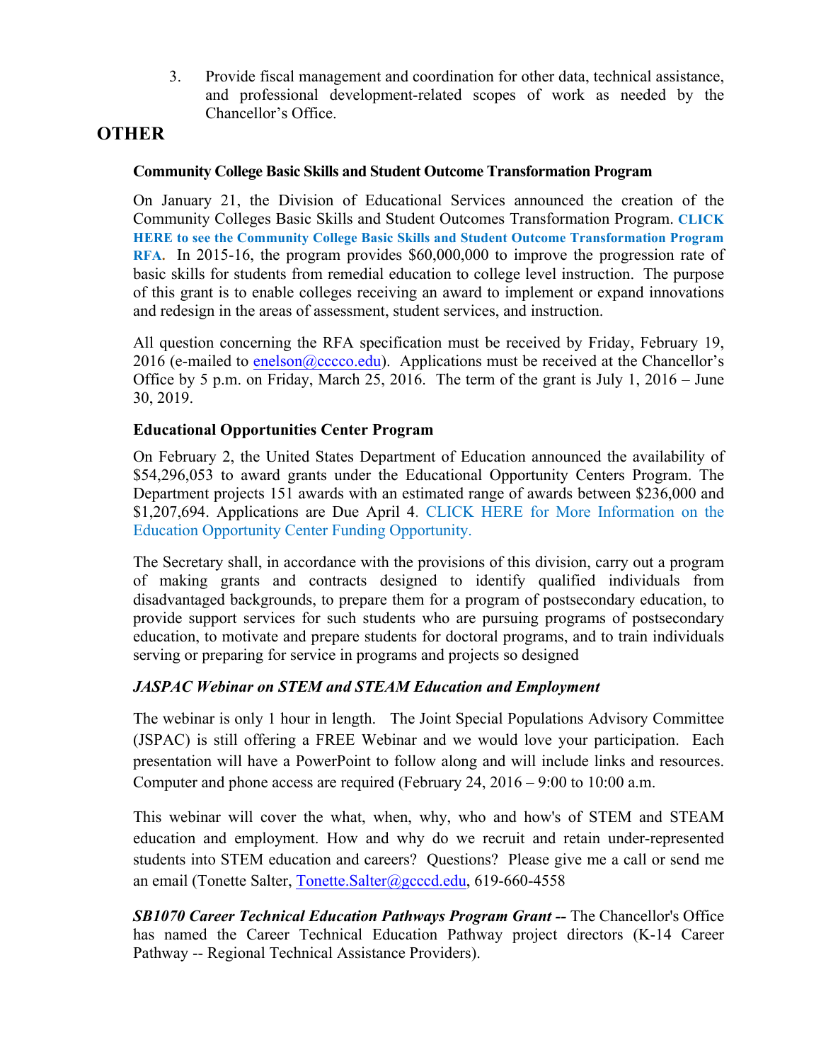3. Provide fiscal management and coordination for other data, technical assistance, and professional development-related scopes of work as needed by the Chancellor's Office.

# OTHER

**Community College Basic Skills and Student Outcome Transformation Program**

On January 21, the Division of Educational Services announced the creation of the Community Colleges Basic Skills and Student Outcomes Transformation Program. **CLICK HERE to see the Community College Basic Skills and Student Outcome Transformation Program RFA.** In 2015-16, the program provides $60,000,000 to improve the progression rate of basic skills for students from remedial education to college level instruction. The purpose of this grant is to enable colleges receiving an award to implement or expand innovations and redesign in the areas of assessment, student services, and instruction.

All question concerning the RFA specification must be received by Friday, February 19, 2016 (e-mailed to enelson@cccco.edu). Applications must be received at the Chancellor's Office by 5 p.m. on Friday, March 25, 2016. The term of the grant is July 1, 2016 – June 30, 2019.

**Educational Opportunities Center Program**

On February 2, the United States Department of Education announced the availability of $54,296,053 to award grants under the Educational Opportunity Centers Program. The Department projects 151 awards with an estimated range of awards between $236,000 and $1,207,694. Applications are Due April 4. CLICK HERE for More Information on the Education Opportunity Center Funding Opportunity.

The Secretary shall, in accordance with the provisions of this division, carry out a program of making grants and contracts designed to identify qualified individuals from disadvantaged backgrounds, to prepare them for a program of postsecondary education, to provide support services for such students who are pursuing programs of postsecondary education, to motivate and prepare students for doctoral programs, and to train individuals serving or preparing for service in programs and projects so designed

***JASPAC Webinar on STEM and STEAM Education and Employment***

The webinar is only 1 hour in length. The Joint Special Populations Advisory Committee (JSPAC) is still offering a FREE Webinar and we would love your participation. Each presentation will have a PowerPoint to follow along and will include links and resources. Computer and phone access are required (February 24, 2016 – 9:00 to 10:00 a.m.

This webinar will cover the what, when, why, who and how's of STEM and STEAM education and employment. How and why do we recruit and retain under-represented students into STEM education and careers? Questions? Please give me a call or send me an email (Tonette Salter, Tonette.Salter@gcccd.edu, 619-660-4558

***SB1070 Career Technical Education Pathways Program Grant --*** The Chancellor's Office has named the Career Technical Education Pathway project directors (K-14 Career Pathway -- Regional Technical Assistance Providers).